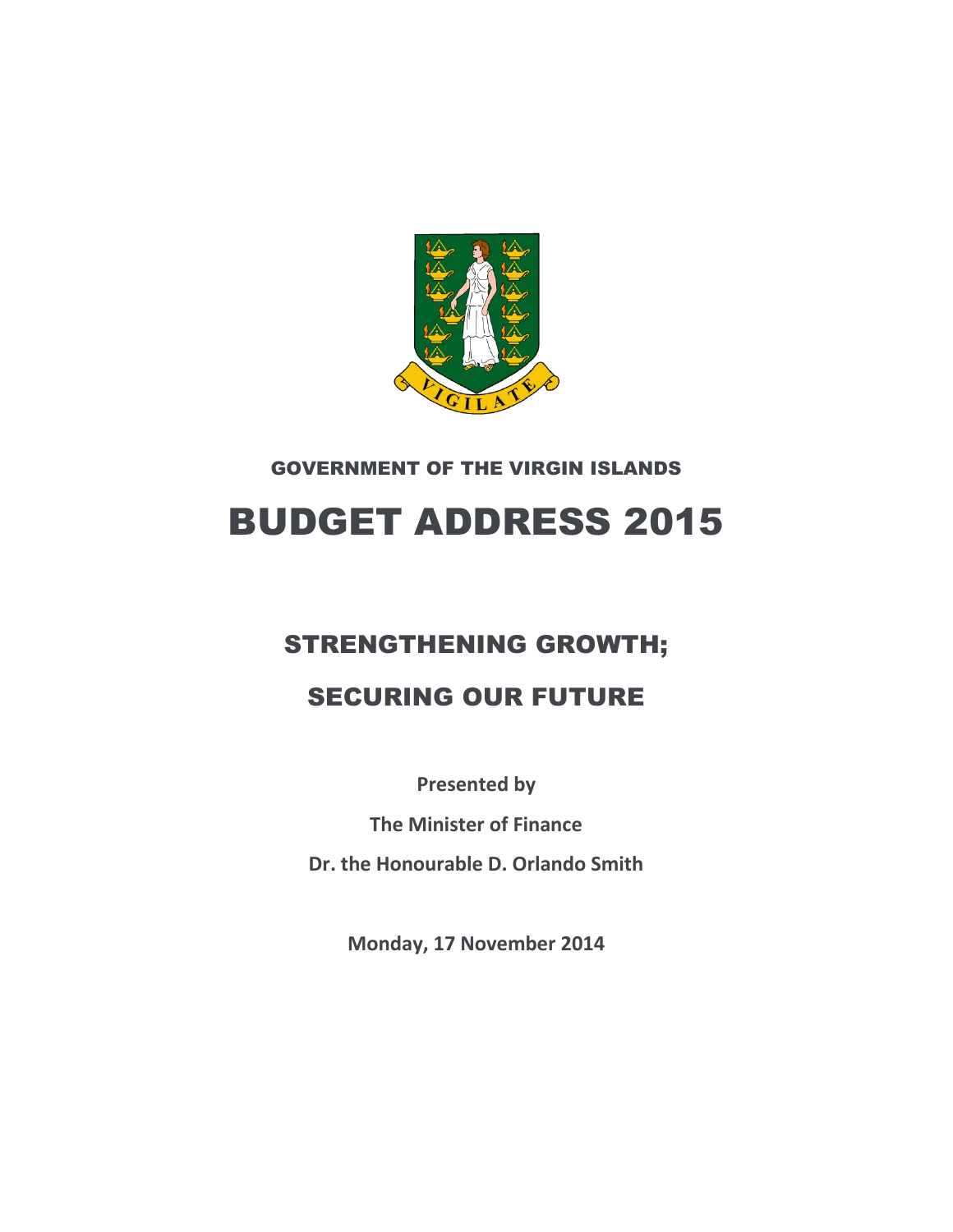GOVERNMENT OF THE VIRGIN ISLANDS

# BUDGET ADDRESS 2015

## STRENGTHENING GROWTH;

## SECURING OUR FUTURE

**Presented by**

**The Minister of Finance**

**Dr. the Honourable D. Orlando Smith**

**Monday, 17 November 2014**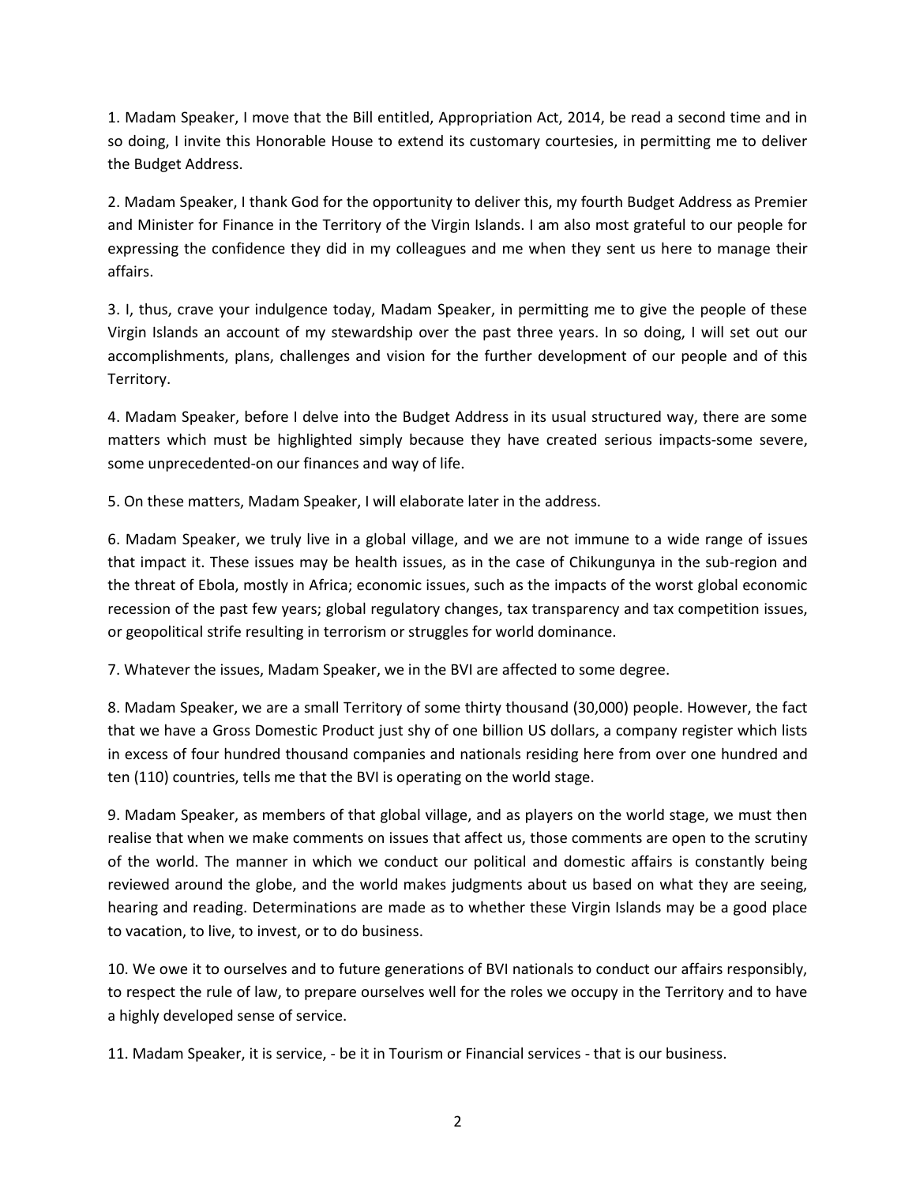1. Madam Speaker, I move that the Bill entitled, Appropriation Act, 2014, be read a second time and in so doing, I invite this Honorable House to extend its customary courtesies, in permitting me to deliver the Budget Address.

2. Madam Speaker, I thank God for the opportunity to deliver this, my fourth Budget Address as Premier and Minister for Finance in the Territory of the Virgin Islands. I am also most grateful to our people for expressing the confidence they did in my colleagues and me when they sent us here to manage their affairs.

3. I, thus, crave your indulgence today, Madam Speaker, in permitting me to give the people of these Virgin Islands an account of my stewardship over the past three years. In so doing, I will set out our accomplishments, plans, challenges and vision for the further development of our people and of this Territory.

4. Madam Speaker, before I delve into the Budget Address in its usual structured way, there are some matters which must be highlighted simply because they have created serious impacts-some severe, some unprecedented-on our finances and way of life.

5. On these matters, Madam Speaker, I will elaborate later in the address.

6. Madam Speaker, we truly live in a global village, and we are not immune to a wide range of issues that impact it. These issues may be health issues, as in the case of Chikungunya in the sub-region and the threat of Ebola, mostly in Africa; economic issues, such as the impacts of the worst global economic recession of the past few years; global regulatory changes, tax transparency and tax competition issues, or geopolitical strife resulting in terrorism or struggles for world dominance.

7. Whatever the issues, Madam Speaker, we in the BVI are affected to some degree.

8. Madam Speaker, we are a small Territory of some thirty thousand (30,000) people. However, the fact that we have a Gross Domestic Product just shy of one billion US dollars, a company register which lists in excess of four hundred thousand companies and nationals residing here from over one hundred and ten (110) countries, tells me that the BVI is operating on the world stage.

9. Madam Speaker, as members of that global village, and as players on the world stage, we must then realise that when we make comments on issues that affect us, those comments are open to the scrutiny of the world. The manner in which we conduct our political and domestic affairs is constantly being reviewed around the globe, and the world makes judgments about us based on what they are seeing, hearing and reading. Determinations are made as to whether these Virgin Islands may be a good place to vacation, to live, to invest, or to do business.

10. We owe it to ourselves and to future generations of BVI nationals to conduct our affairs responsibly, to respect the rule of law, to prepare ourselves well for the roles we occupy in the Territory and to have a highly developed sense of service.

11. Madam Speaker, it is service, - be it in Tourism or Financial services - that is our business.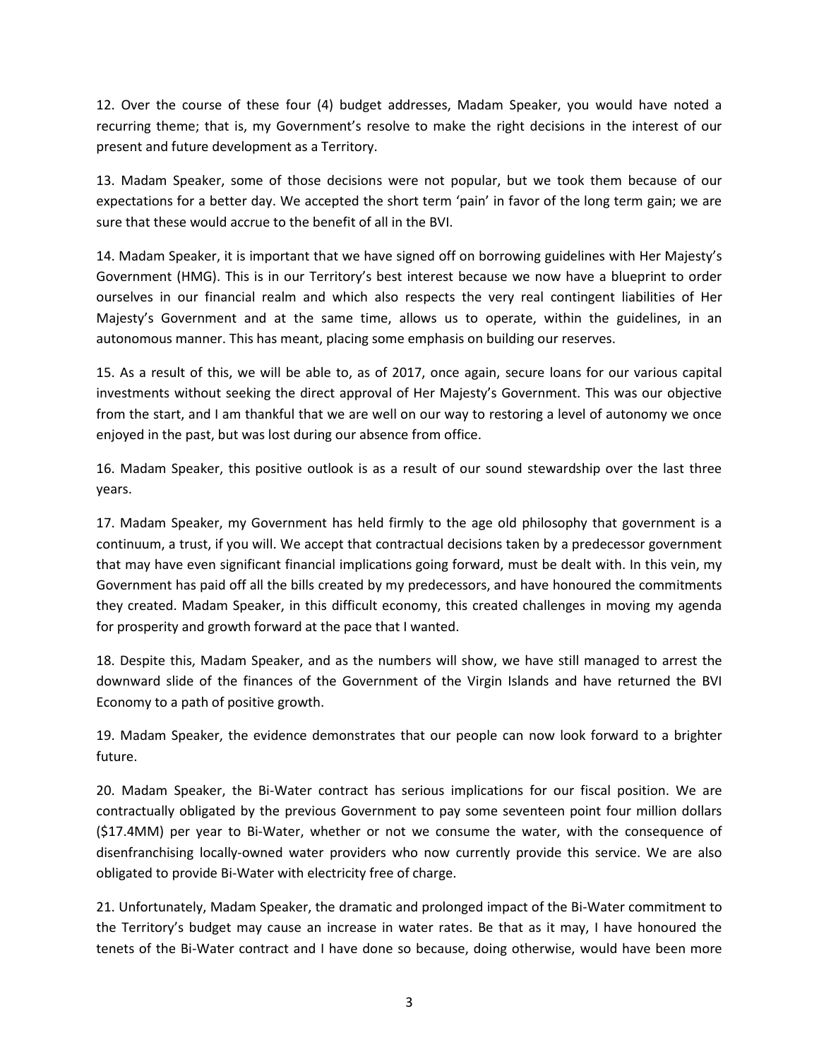12. Over the course of these four (4) budget addresses, Madam Speaker, you would have noted a recurring theme; that is, my Government's resolve to make the right decisions in the interest of our present and future development as a Territory.

13. Madam Speaker, some of those decisions were not popular, but we took them because of our expectations for a better day. We accepted the short term 'pain' in favor of the long term gain; we are sure that these would accrue to the benefit of all in the BVI.

14. Madam Speaker, it is important that we have signed off on borrowing guidelines with Her Majesty's Government (HMG). This is in our Territory's best interest because we now have a blueprint to order ourselves in our financial realm and which also respects the very real contingent liabilities of Her Majesty's Government and at the same time, allows us to operate, within the guidelines, in an autonomous manner. This has meant, placing some emphasis on building our reserves.

15. As a result of this, we will be able to, as of 2017, once again, secure loans for our various capital investments without seeking the direct approval of Her Majesty's Government. This was our objective from the start, and I am thankful that we are well on our way to restoring a level of autonomy we once enjoyed in the past, but was lost during our absence from office.

16. Madam Speaker, this positive outlook is as a result of our sound stewardship over the last three years.

17. Madam Speaker, my Government has held firmly to the age old philosophy that government is a continuum, a trust, if you will. We accept that contractual decisions taken by a predecessor government that may have even significant financial implications going forward, must be dealt with. In this vein, my Government has paid off all the bills created by my predecessors, and have honoured the commitments they created. Madam Speaker, in this difficult economy, this created challenges in moving my agenda for prosperity and growth forward at the pace that I wanted.

18. Despite this, Madam Speaker, and as the numbers will show, we have still managed to arrest the downward slide of the finances of the Government of the Virgin Islands and have returned the BVI Economy to a path of positive growth.

19. Madam Speaker, the evidence demonstrates that our people can now look forward to a brighter future.

20. Madam Speaker, the Bi-Water contract has serious implications for our fiscal position. We are contractually obligated by the previous Government to pay some seventeen point four million dollars ($17.4MM) per year to Bi-Water, whether or not we consume the water, with the consequence of disenfranchising locally-owned water providers who now currently provide this service. We are also obligated to provide Bi-Water with electricity free of charge.

21. Unfortunately, Madam Speaker, the dramatic and prolonged impact of the Bi-Water commitment to the Territory's budget may cause an increase in water rates. Be that as it may, I have honoured the tenets of the Bi-Water contract and I have done so because, doing otherwise, would have been more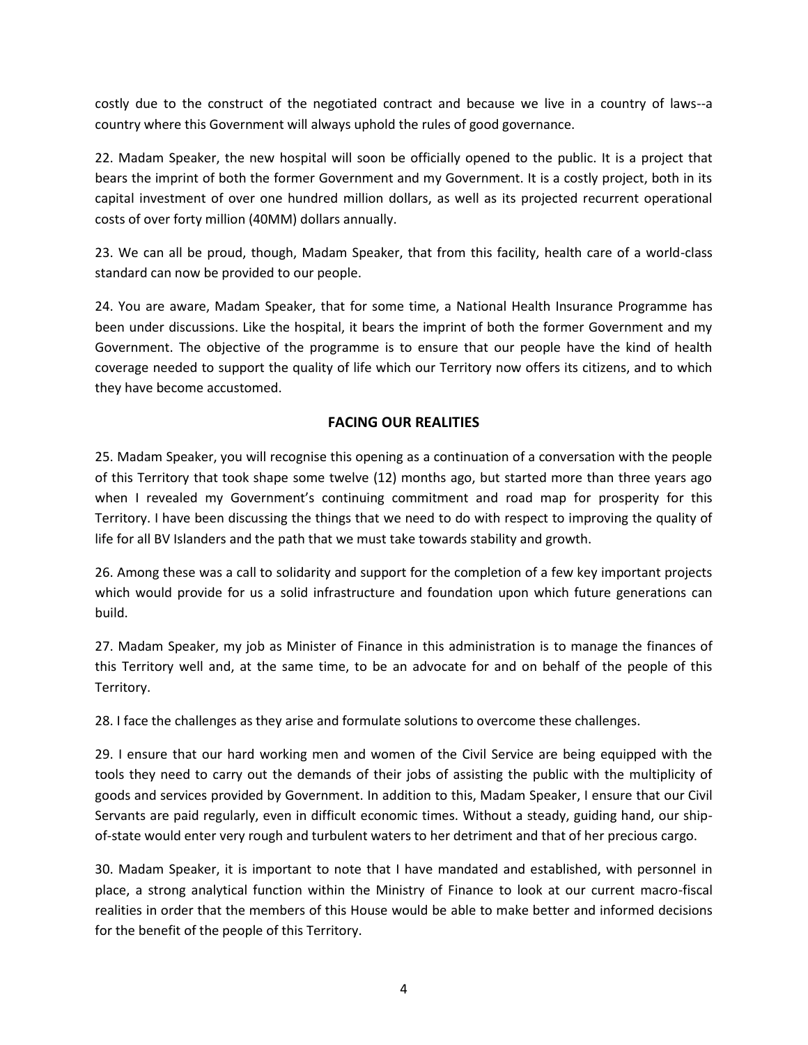costly due to the construct of the negotiated contract and because we live in a country of laws--a country where this Government will always uphold the rules of good governance.

22. Madam Speaker, the new hospital will soon be officially opened to the public. It is a project that bears the imprint of both the former Government and my Government. It is a costly project, both in its capital investment of over one hundred million dollars, as well as its projected recurrent operational costs of over forty million (40MM) dollars annually.

23. We can all be proud, though, Madam Speaker, that from this facility, health care of a world-class standard can now be provided to our people.

24. You are aware, Madam Speaker, that for some time, a National Health Insurance Programme has been under discussions. Like the hospital, it bears the imprint of both the former Government and my Government. The objective of the programme is to ensure that our people have the kind of health coverage needed to support the quality of life which our Territory now offers its citizens, and to which they have become accustomed.

## FACING OUR REALITIES

25. Madam Speaker, you will recognise this opening as a continuation of a conversation with the people of this Territory that took shape some twelve (12) months ago, but started more than three years ago when I revealed my Government's continuing commitment and road map for prosperity for this Territory. I have been discussing the things that we need to do with respect to improving the quality of life for all BV Islanders and the path that we must take towards stability and growth.

26. Among these was a call to solidarity and support for the completion of a few key important projects which would provide for us a solid infrastructure and foundation upon which future generations can build.

27. Madam Speaker, my job as Minister of Finance in this administration is to manage the finances of this Territory well and, at the same time, to be an advocate for and on behalf of the people of this Territory.

28. I face the challenges as they arise and formulate solutions to overcome these challenges.

29. I ensure that our hard working men and women of the Civil Service are being equipped with the tools they need to carry out the demands of their jobs of assisting the public with the multiplicity of goods and services provided by Government. In addition to this, Madam Speaker, I ensure that our Civil Servants are paid regularly, even in difficult economic times. Without a steady, guiding hand, our ship-of-state would enter very rough and turbulent waters to her detriment and that of her precious cargo.

30. Madam Speaker, it is important to note that I have mandated and established, with personnel in place, a strong analytical function within the Ministry of Finance to look at our current macro-fiscal realities in order that the members of this House would be able to make better and informed decisions for the benefit of the people of this Territory.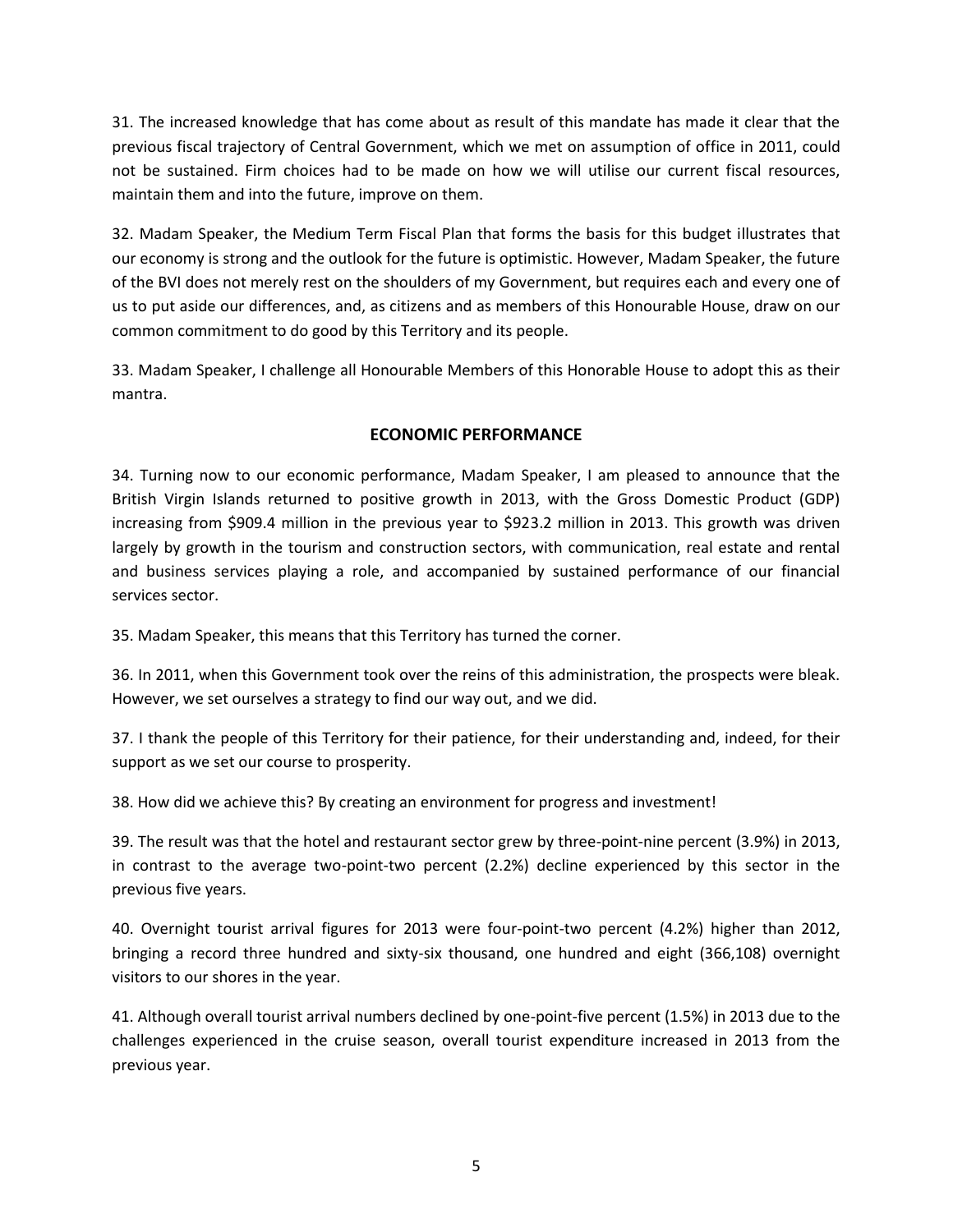31. The increased knowledge that has come about as result of this mandate has made it clear that the previous fiscal trajectory of Central Government, which we met on assumption of office in 2011, could not be sustained. Firm choices had to be made on how we will utilise our current fiscal resources, maintain them and into the future, improve on them.

32. Madam Speaker, the Medium Term Fiscal Plan that forms the basis for this budget illustrates that our economy is strong and the outlook for the future is optimistic. However, Madam Speaker, the future of the BVI does not merely rest on the shoulders of my Government, but requires each and every one of us to put aside our differences, and, as citizens and as members of this Honourable House, draw on our common commitment to do good by this Territory and its people.

33. Madam Speaker, I challenge all Honourable Members of this Honorable House to adopt this as their mantra.

## ECONOMIC PERFORMANCE

34. Turning now to our economic performance, Madam Speaker, I am pleased to announce that the British Virgin Islands returned to positive growth in 2013, with the Gross Domestic Product (GDP) increasing from $909.4 million in the previous year to $923.2 million in 2013. This growth was driven largely by growth in the tourism and construction sectors, with communication, real estate and rental and business services playing a role, and accompanied by sustained performance of our financial services sector.

35. Madam Speaker, this means that this Territory has turned the corner.

36. In 2011, when this Government took over the reins of this administration, the prospects were bleak. However, we set ourselves a strategy to find our way out, and we did.

37. I thank the people of this Territory for their patience, for their understanding and, indeed, for their support as we set our course to prosperity.

38. How did we achieve this? By creating an environment for progress and investment!

39. The result was that the hotel and restaurant sector grew by three-point-nine percent (3.9%) in 2013, in contrast to the average two-point-two percent (2.2%) decline experienced by this sector in the previous five years.

40. Overnight tourist arrival figures for 2013 were four-point-two percent (4.2%) higher than 2012, bringing a record three hundred and sixty-six thousand, one hundred and eight (366,108) overnight visitors to our shores in the year.

41. Although overall tourist arrival numbers declined by one-point-five percent (1.5%) in 2013 due to the challenges experienced in the cruise season, overall tourist expenditure increased in 2013 from the previous year.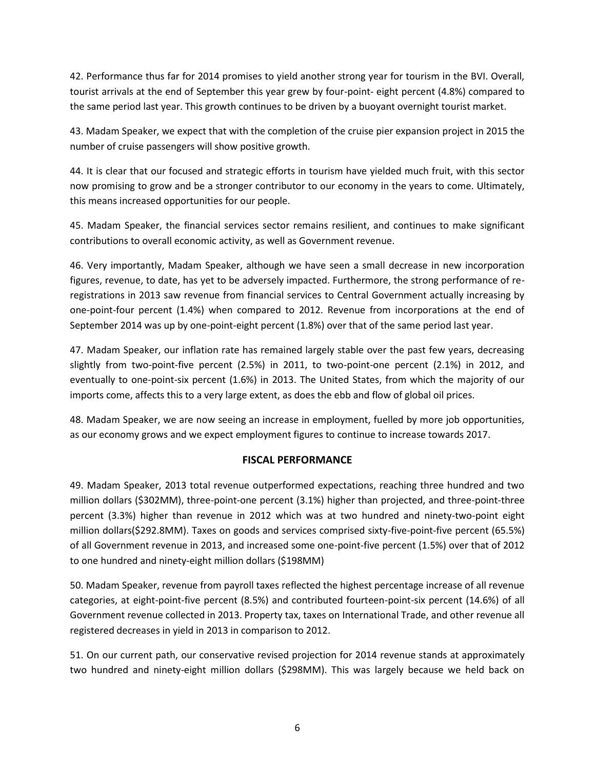42. Performance thus far for 2014 promises to yield another strong year for tourism in the BVI. Overall, tourist arrivals at the end of September this year grew by four-point- eight percent (4.8%) compared to the same period last year. This growth continues to be driven by a buoyant overnight tourist market.

43. Madam Speaker, we expect that with the completion of the cruise pier expansion project in 2015 the number of cruise passengers will show positive growth.

44. It is clear that our focused and strategic efforts in tourism have yielded much fruit, with this sector now promising to grow and be a stronger contributor to our economy in the years to come. Ultimately, this means increased opportunities for our people.

45. Madam Speaker, the financial services sector remains resilient, and continues to make significant contributions to overall economic activity, as well as Government revenue.

46. Very importantly, Madam Speaker, although we have seen a small decrease in new incorporation figures, revenue, to date, has yet to be adversely impacted. Furthermore, the strong performance of re-registrations in 2013 saw revenue from financial services to Central Government actually increasing by one-point-four percent (1.4%) when compared to 2012. Revenue from incorporations at the end of September 2014 was up by one-point-eight percent (1.8%) over that of the same period last year.

47. Madam Speaker, our inflation rate has remained largely stable over the past few years, decreasing slightly from two-point-five percent (2.5%) in 2011, to two-point-one percent (2.1%) in 2012, and eventually to one-point-six percent (1.6%) in 2013. The United States, from which the majority of our imports come, affects this to a very large extent, as does the ebb and flow of global oil prices.

48. Madam Speaker, we are now seeing an increase in employment, fuelled by more job opportunities, as our economy grows and we expect employment figures to continue to increase towards 2017.

## FISCAL PERFORMANCE

49. Madam Speaker, 2013 total revenue outperformed expectations, reaching three hundred and two million dollars ($302MM), three-point-one percent (3.1%) higher than projected, and three-point-three percent (3.3%) higher than revenue in 2012 which was at two hundred and ninety-two-point eight million dollars($292.8MM). Taxes on goods and services comprised sixty-five-point-five percent (65.5%) of all Government revenue in 2013, and increased some one-point-five percent (1.5%) over that of 2012 to one hundred and ninety-eight million dollars ($198MM)

50. Madam Speaker, revenue from payroll taxes reflected the highest percentage increase of all revenue categories, at eight-point-five percent (8.5%) and contributed fourteen-point-six percent (14.6%) of all Government revenue collected in 2013. Property tax, taxes on International Trade, and other revenue all registered decreases in yield in 2013 in comparison to 2012.

51. On our current path, our conservative revised projection for 2014 revenue stands at approximately two hundred and ninety-eight million dollars ($298MM). This was largely because we held back on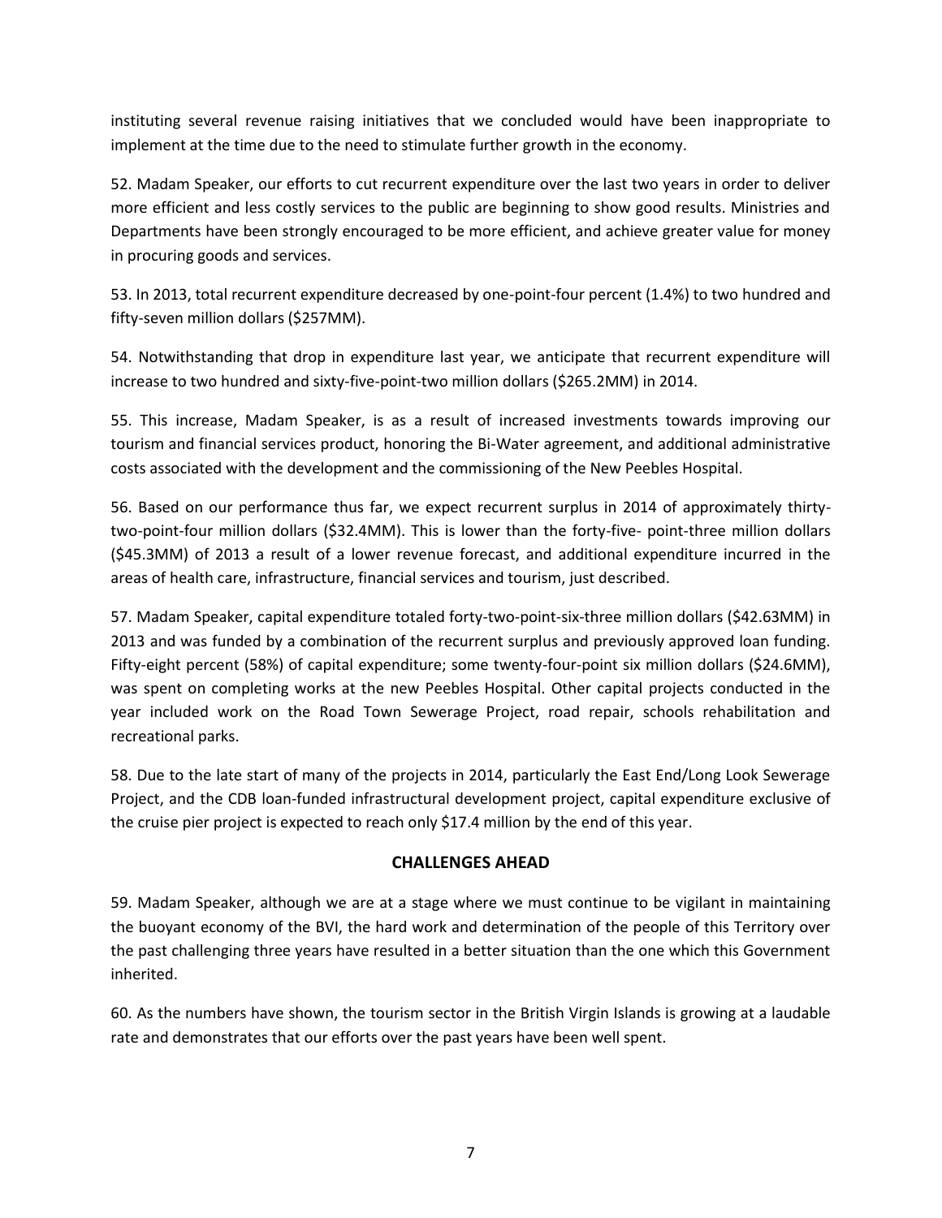instituting several revenue raising initiatives that we concluded would have been inappropriate to implement at the time due to the need to stimulate further growth in the economy.

52. Madam Speaker, our efforts to cut recurrent expenditure over the last two years in order to deliver more efficient and less costly services to the public are beginning to show good results. Ministries and Departments have been strongly encouraged to be more efficient, and achieve greater value for money in procuring goods and services.

53. In 2013, total recurrent expenditure decreased by one-point-four percent (1.4%) to two hundred and fifty-seven million dollars ($257MM).

54. Notwithstanding that drop in expenditure last year, we anticipate that recurrent expenditure will increase to two hundred and sixty-five-point-two million dollars ($265.2MM) in 2014.

55. This increase, Madam Speaker, is as a result of increased investments towards improving our tourism and financial services product, honoring the Bi-Water agreement, and additional administrative costs associated with the development and the commissioning of the New Peebles Hospital.

56. Based on our performance thus far, we expect recurrent surplus in 2014 of approximately thirty-two-point-four million dollars ($32.4MM). This is lower than the forty-five- point-three million dollars ($45.3MM) of 2013 a result of a lower revenue forecast, and additional expenditure incurred in the areas of health care, infrastructure, financial services and tourism, just described.

57. Madam Speaker, capital expenditure totaled forty-two-point-six-three million dollars ($42.63MM) in 2013 and was funded by a combination of the recurrent surplus and previously approved loan funding. Fifty-eight percent (58%) of capital expenditure; some twenty-four-point six million dollars ($24.6MM), was spent on completing works at the new Peebles Hospital. Other capital projects conducted in the year included work on the Road Town Sewerage Project, road repair, schools rehabilitation and recreational parks.

58. Due to the late start of many of the projects in 2014, particularly the East End/Long Look Sewerage Project, and the CDB loan-funded infrastructural development project, capital expenditure exclusive of the cruise pier project is expected to reach only $17.4 million by the end of this year.

## CHALLENGES AHEAD

59. Madam Speaker, although we are at a stage where we must continue to be vigilant in maintaining the buoyant economy of the BVI, the hard work and determination of the people of this Territory over the past challenging three years have resulted in a better situation than the one which this Government inherited.

60. As the numbers have shown, the tourism sector in the British Virgin Islands is growing at a laudable rate and demonstrates that our efforts over the past years have been well spent.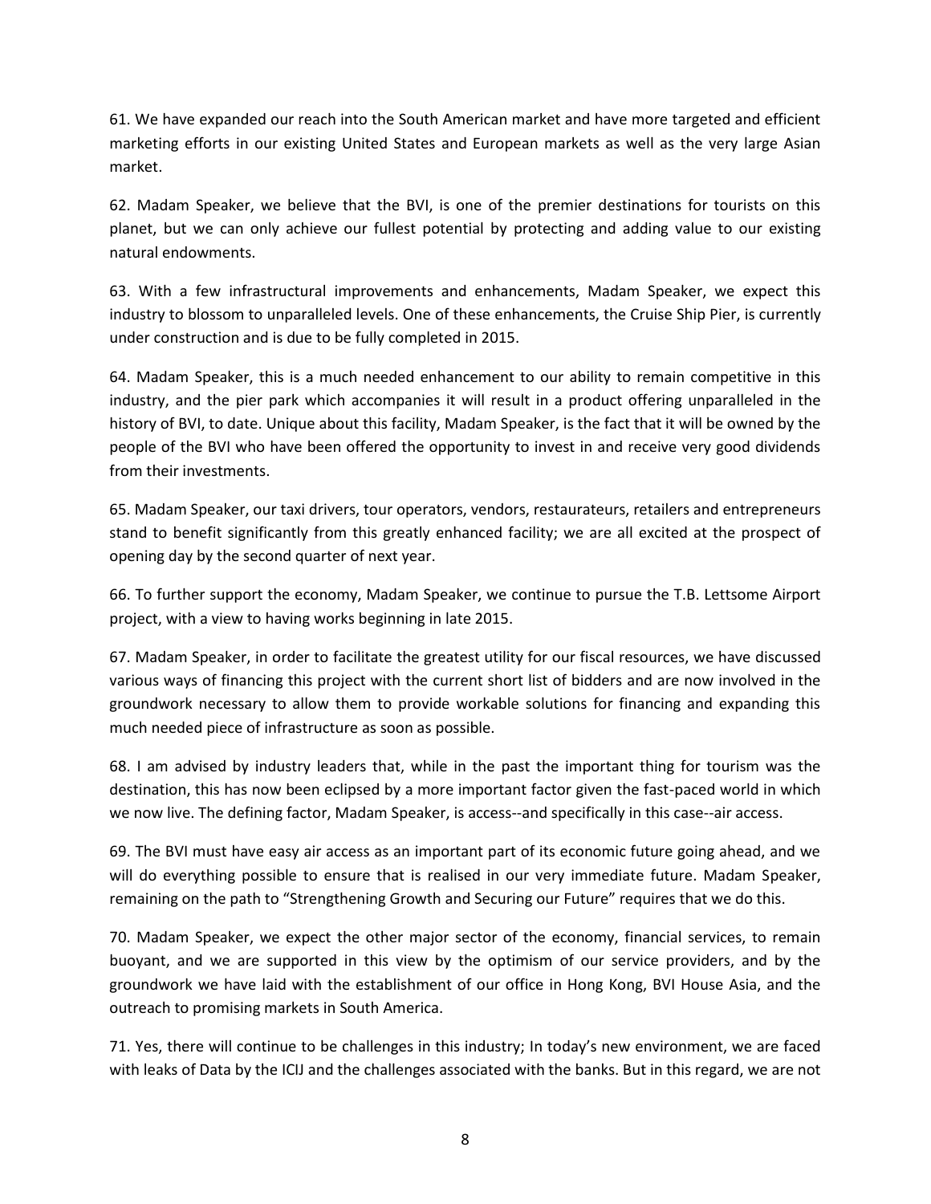61. We have expanded our reach into the South American market and have more targeted and efficient marketing efforts in our existing United States and European markets as well as the very large Asian market.

62. Madam Speaker, we believe that the BVI, is one of the premier destinations for tourists on this planet, but we can only achieve our fullest potential by protecting and adding value to our existing natural endowments.

63. With a few infrastructural improvements and enhancements, Madam Speaker, we expect this industry to blossom to unparalleled levels. One of these enhancements, the Cruise Ship Pier, is currently under construction and is due to be fully completed in 2015.

64. Madam Speaker, this is a much needed enhancement to our ability to remain competitive in this industry, and the pier park which accompanies it will result in a product offering unparalleled in the history of BVI, to date. Unique about this facility, Madam Speaker, is the fact that it will be owned by the people of the BVI who have been offered the opportunity to invest in and receive very good dividends from their investments.

65. Madam Speaker, our taxi drivers, tour operators, vendors, restaurateurs, retailers and entrepreneurs stand to benefit significantly from this greatly enhanced facility; we are all excited at the prospect of opening day by the second quarter of next year.

66. To further support the economy, Madam Speaker, we continue to pursue the T.B. Lettsome Airport project, with a view to having works beginning in late 2015.

67. Madam Speaker, in order to facilitate the greatest utility for our fiscal resources, we have discussed various ways of financing this project with the current short list of bidders and are now involved in the groundwork necessary to allow them to provide workable solutions for financing and expanding this much needed piece of infrastructure as soon as possible.

68. I am advised by industry leaders that, while in the past the important thing for tourism was the destination, this has now been eclipsed by a more important factor given the fast-paced world in which we now live. The defining factor, Madam Speaker, is access--and specifically in this case--air access.

69. The BVI must have easy air access as an important part of its economic future going ahead, and we will do everything possible to ensure that is realised in our very immediate future. Madam Speaker, remaining on the path to "Strengthening Growth and Securing our Future" requires that we do this.

70. Madam Speaker, we expect the other major sector of the economy, financial services, to remain buoyant, and we are supported in this view by the optimism of our service providers, and by the groundwork we have laid with the establishment of our office in Hong Kong, BVI House Asia, and the outreach to promising markets in South America.

71. Yes, there will continue to be challenges in this industry; In today's new environment, we are faced with leaks of Data by the ICIJ and the challenges associated with the banks. But in this regard, we are not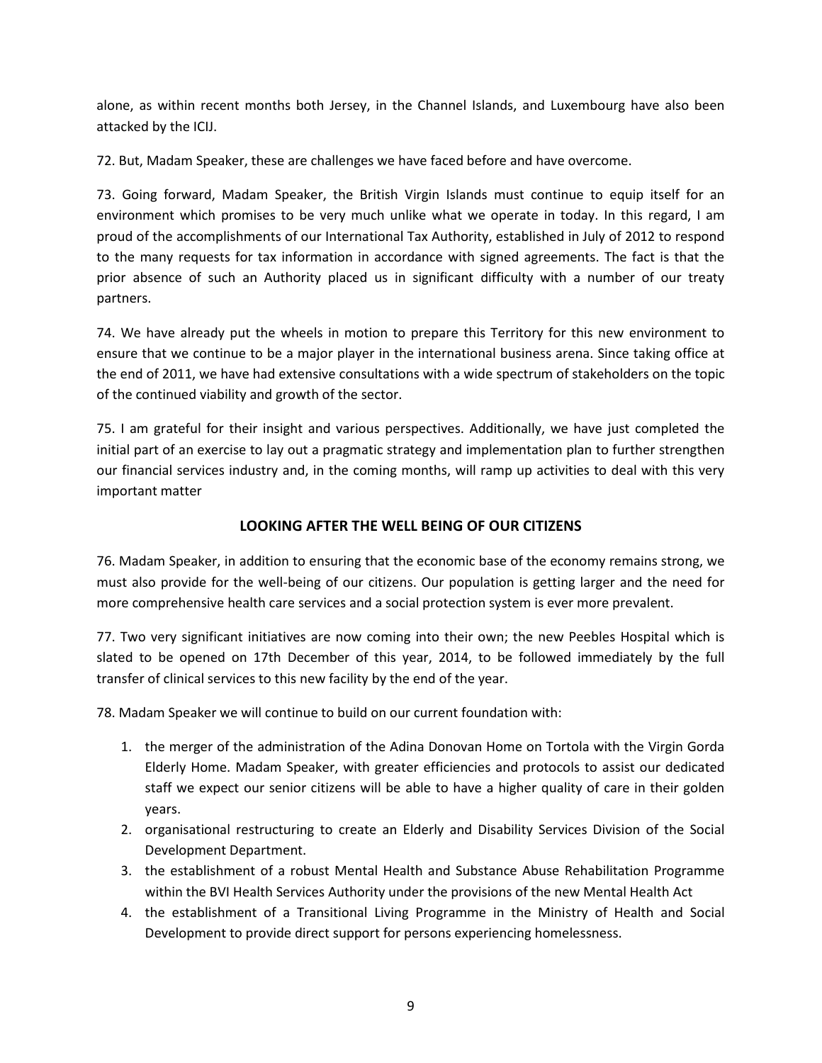alone, as within recent months both Jersey, in the Channel Islands, and Luxembourg have also been attacked by the ICIJ.

72. But, Madam Speaker, these are challenges we have faced before and have overcome.

73. Going forward, Madam Speaker, the British Virgin Islands must continue to equip itself for an environment which promises to be very much unlike what we operate in today. In this regard, I am proud of the accomplishments of our International Tax Authority, established in July of 2012 to respond to the many requests for tax information in accordance with signed agreements. The fact is that the prior absence of such an Authority placed us in significant difficulty with a number of our treaty partners.

74. We have already put the wheels in motion to prepare this Territory for this new environment to ensure that we continue to be a major player in the international business arena. Since taking office at the end of 2011, we have had extensive consultations with a wide spectrum of stakeholders on the topic of the continued viability and growth of the sector.

75. I am grateful for their insight and various perspectives. Additionally, we have just completed the initial part of an exercise to lay out a pragmatic strategy and implementation plan to further strengthen our financial services industry and, in the coming months, will ramp up activities to deal with this very important matter

## LOOKING AFTER THE WELL BEING OF OUR CITIZENS

76. Madam Speaker, in addition to ensuring that the economic base of the economy remains strong, we must also provide for the well-being of our citizens. Our population is getting larger and the need for more comprehensive health care services and a social protection system is ever more prevalent.

77. Two very significant initiatives are now coming into their own; the new Peebles Hospital which is slated to be opened on 17th December of this year, 2014, to be followed immediately by the full transfer of clinical services to this new facility by the end of the year.

78. Madam Speaker we will continue to build on our current foundation with:

1. the merger of the administration of the Adina Donovan Home on Tortola with the Virgin Gorda Elderly Home. Madam Speaker, with greater efficiencies and protocols to assist our dedicated staff we expect our senior citizens will be able to have a higher quality of care in their golden years.
2. organisational restructuring to create an Elderly and Disability Services Division of the Social Development Department.
3. the establishment of a robust Mental Health and Substance Abuse Rehabilitation Programme within the BVI Health Services Authority under the provisions of the new Mental Health Act
4. the establishment of a Transitional Living Programme in the Ministry of Health and Social Development to provide direct support for persons experiencing homelessness.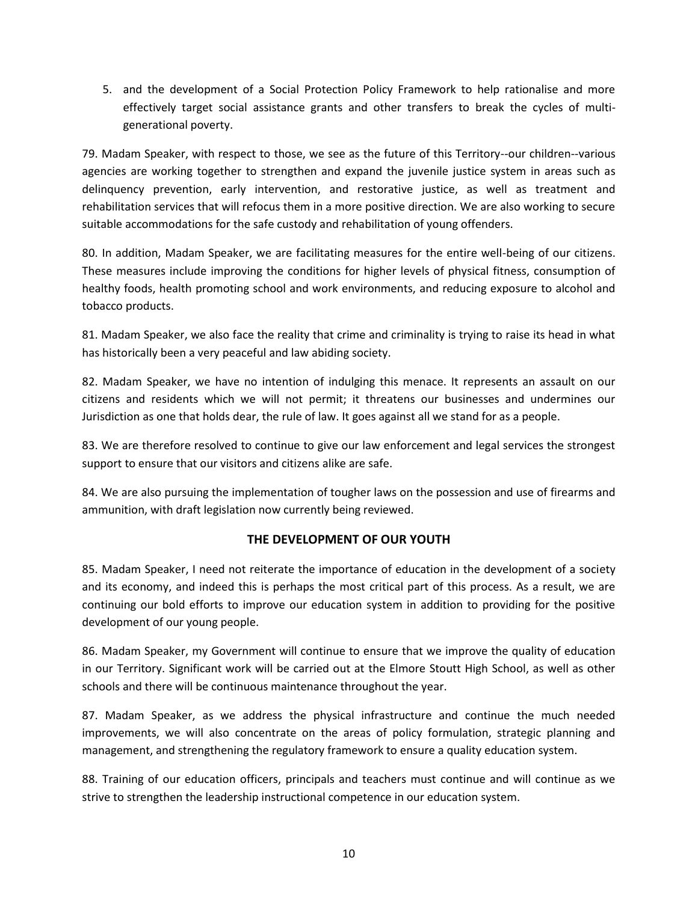5. and the development of a Social Protection Policy Framework to help rationalise and more effectively target social assistance grants and other transfers to break the cycles of multi-generational poverty.

79. Madam Speaker, with respect to those, we see as the future of this Territory--our children--various agencies are working together to strengthen and expand the juvenile justice system in areas such as delinquency prevention, early intervention, and restorative justice, as well as treatment and rehabilitation services that will refocus them in a more positive direction. We are also working to secure suitable accommodations for the safe custody and rehabilitation of young offenders.

80. In addition, Madam Speaker, we are facilitating measures for the entire well-being of our citizens. These measures include improving the conditions for higher levels of physical fitness, consumption of healthy foods, health promoting school and work environments, and reducing exposure to alcohol and tobacco products.

81. Madam Speaker, we also face the reality that crime and criminality is trying to raise its head in what has historically been a very peaceful and law abiding society.

82. Madam Speaker, we have no intention of indulging this menace. It represents an assault on our citizens and residents which we will not permit; it threatens our businesses and undermines our Jurisdiction as one that holds dear, the rule of law. It goes against all we stand for as a people.

83. We are therefore resolved to continue to give our law enforcement and legal services the strongest support to ensure that our visitors and citizens alike are safe.

84. We are also pursuing the implementation of tougher laws on the possession and use of firearms and ammunition, with draft legislation now currently being reviewed.

## THE DEVELOPMENT OF OUR YOUTH

85. Madam Speaker, I need not reiterate the importance of education in the development of a society and its economy, and indeed this is perhaps the most critical part of this process. As a result, we are continuing our bold efforts to improve our education system in addition to providing for the positive development of our young people.

86. Madam Speaker, my Government will continue to ensure that we improve the quality of education in our Territory. Significant work will be carried out at the Elmore Stoutt High School, as well as other schools and there will be continuous maintenance throughout the year.

87. Madam Speaker, as we address the physical infrastructure and continue the much needed improvements, we will also concentrate on the areas of policy formulation, strategic planning and management, and strengthening the regulatory framework to ensure a quality education system.

88. Training of our education officers, principals and teachers must continue and will continue as we strive to strengthen the leadership instructional competence in our education system.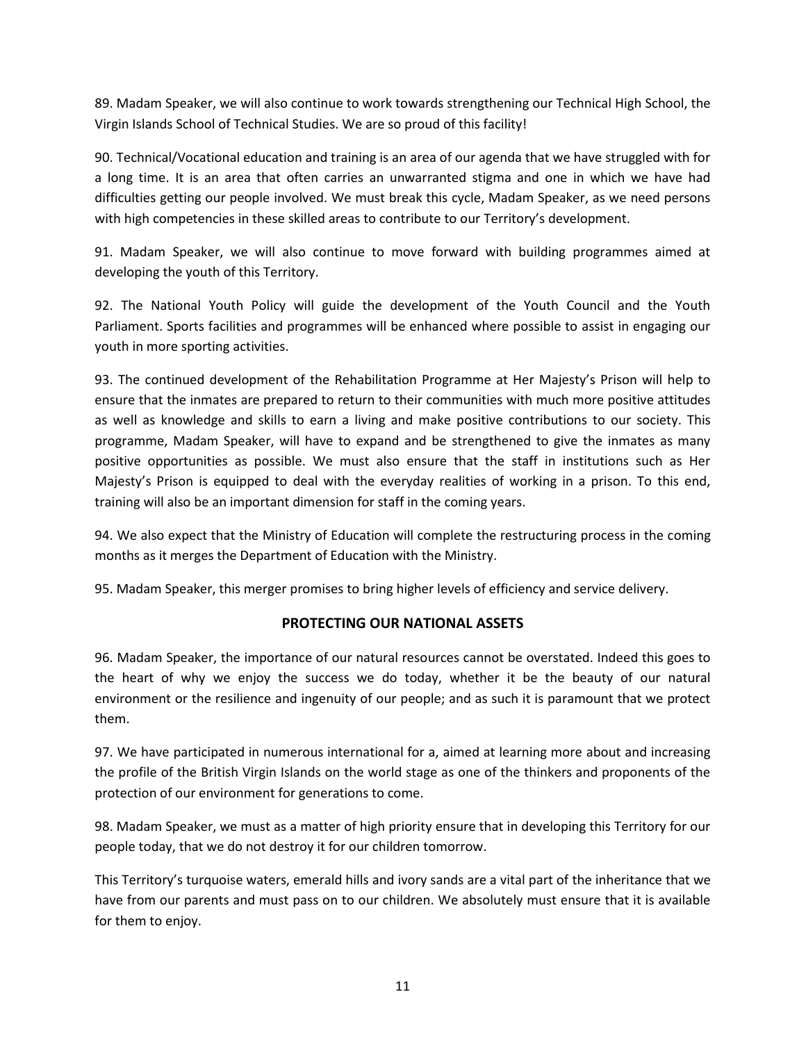89. Madam Speaker, we will also continue to work towards strengthening our Technical High School, the Virgin Islands School of Technical Studies. We are so proud of this facility!

90. Technical/Vocational education and training is an area of our agenda that we have struggled with for a long time. It is an area that often carries an unwarranted stigma and one in which we have had difficulties getting our people involved. We must break this cycle, Madam Speaker, as we need persons with high competencies in these skilled areas to contribute to our Territory's development.

91. Madam Speaker, we will also continue to move forward with building programmes aimed at developing the youth of this Territory.

92. The National Youth Policy will guide the development of the Youth Council and the Youth Parliament. Sports facilities and programmes will be enhanced where possible to assist in engaging our youth in more sporting activities.

93. The continued development of the Rehabilitation Programme at Her Majesty's Prison will help to ensure that the inmates are prepared to return to their communities with much more positive attitudes as well as knowledge and skills to earn a living and make positive contributions to our society. This programme, Madam Speaker, will have to expand and be strengthened to give the inmates as many positive opportunities as possible. We must also ensure that the staff in institutions such as Her Majesty's Prison is equipped to deal with the everyday realities of working in a prison. To this end, training will also be an important dimension for staff in the coming years.

94. We also expect that the Ministry of Education will complete the restructuring process in the coming months as it merges the Department of Education with the Ministry.

95. Madam Speaker, this merger promises to bring higher levels of efficiency and service delivery.

## PROTECTING OUR NATIONAL ASSETS

96. Madam Speaker, the importance of our natural resources cannot be overstated. Indeed this goes to the heart of why we enjoy the success we do today, whether it be the beauty of our natural environment or the resilience and ingenuity of our people; and as such it is paramount that we protect them.

97. We have participated in numerous international for a, aimed at learning more about and increasing the profile of the British Virgin Islands on the world stage as one of the thinkers and proponents of the protection of our environment for generations to come.

98. Madam Speaker, we must as a matter of high priority ensure that in developing this Territory for our people today, that we do not destroy it for our children tomorrow.

This Territory's turquoise waters, emerald hills and ivory sands are a vital part of the inheritance that we have from our parents and must pass on to our children. We absolutely must ensure that it is available for them to enjoy.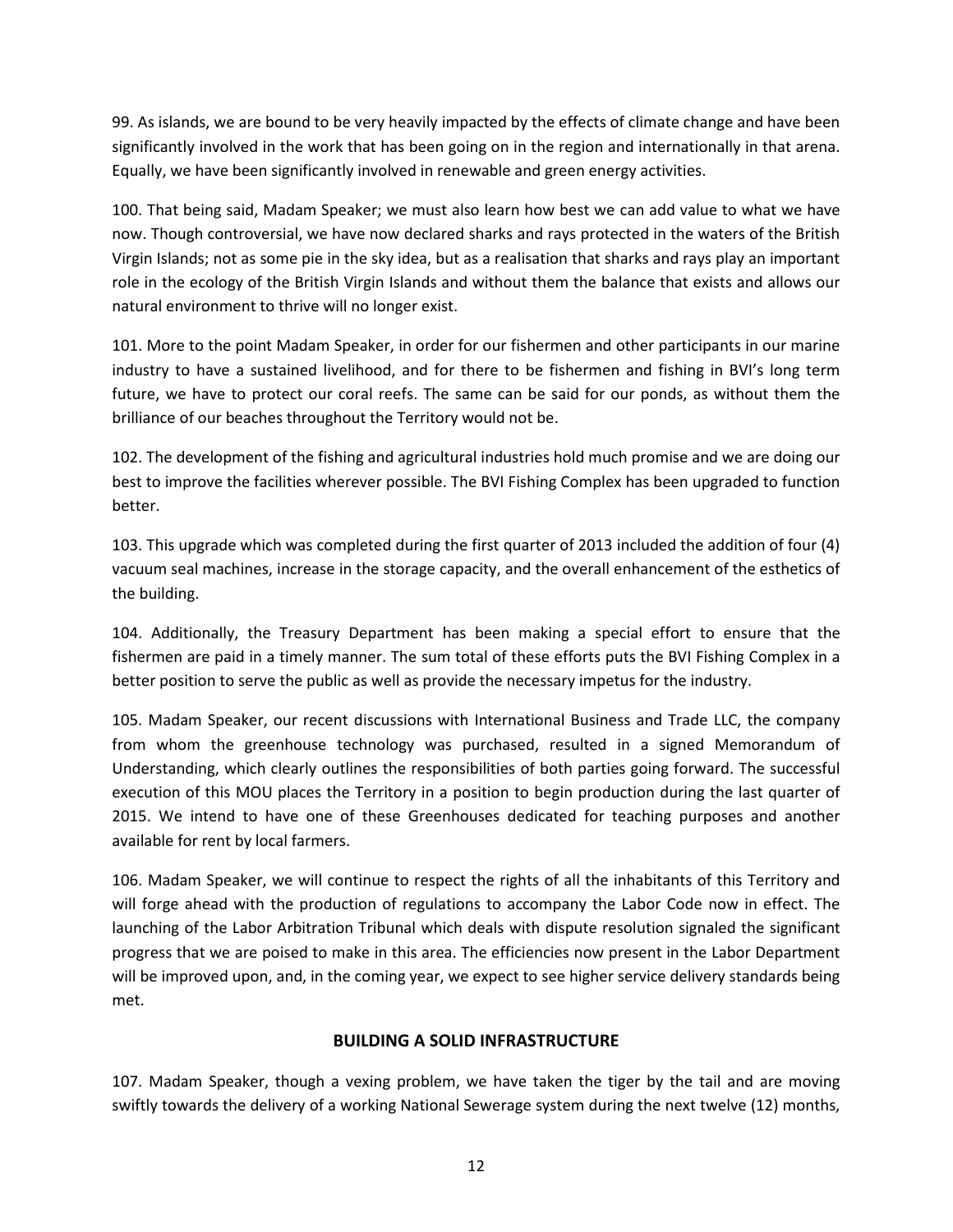99. As islands, we are bound to be very heavily impacted by the effects of climate change and have been significantly involved in the work that has been going on in the region and internationally in that arena. Equally, we have been significantly involved in renewable and green energy activities.

100. That being said, Madam Speaker; we must also learn how best we can add value to what we have now. Though controversial, we have now declared sharks and rays protected in the waters of the British Virgin Islands; not as some pie in the sky idea, but as a realisation that sharks and rays play an important role in the ecology of the British Virgin Islands and without them the balance that exists and allows our natural environment to thrive will no longer exist.

101. More to the point Madam Speaker, in order for our fishermen and other participants in our marine industry to have a sustained livelihood, and for there to be fishermen and fishing in BVI's long term future, we have to protect our coral reefs. The same can be said for our ponds, as without them the brilliance of our beaches throughout the Territory would not be.

102. The development of the fishing and agricultural industries hold much promise and we are doing our best to improve the facilities wherever possible. The BVI Fishing Complex has been upgraded to function better.

103. This upgrade which was completed during the first quarter of 2013 included the addition of four (4) vacuum seal machines, increase in the storage capacity, and the overall enhancement of the esthetics of the building.

104. Additionally, the Treasury Department has been making a special effort to ensure that the fishermen are paid in a timely manner. The sum total of these efforts puts the BVI Fishing Complex in a better position to serve the public as well as provide the necessary impetus for the industry.

105. Madam Speaker, our recent discussions with International Business and Trade LLC, the company from whom the greenhouse technology was purchased, resulted in a signed Memorandum of Understanding, which clearly outlines the responsibilities of both parties going forward. The successful execution of this MOU places the Territory in a position to begin production during the last quarter of 2015. We intend to have one of these Greenhouses dedicated for teaching purposes and another available for rent by local farmers.

106. Madam Speaker, we will continue to respect the rights of all the inhabitants of this Territory and will forge ahead with the production of regulations to accompany the Labor Code now in effect. The launching of the Labor Arbitration Tribunal which deals with dispute resolution signaled the significant progress that we are poised to make in this area. The efficiencies now present in the Labor Department will be improved upon, and, in the coming year, we expect to see higher service delivery standards being met.

## BUILDING A SOLID INFRASTRUCTURE

107. Madam Speaker, though a vexing problem, we have taken the tiger by the tail and are moving swiftly towards the delivery of a working National Sewerage system during the next twelve (12) months,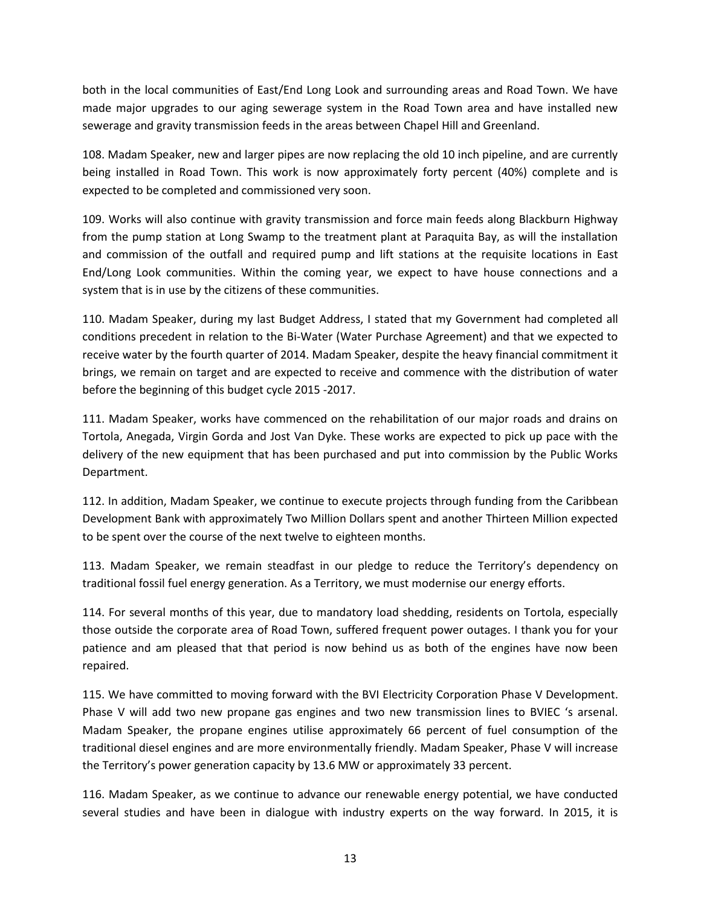both in the local communities of East/End Long Look and surrounding areas and Road Town. We have made major upgrades to our aging sewerage system in the Road Town area and have installed new sewerage and gravity transmission feeds in the areas between Chapel Hill and Greenland.

108. Madam Speaker, new and larger pipes are now replacing the old 10 inch pipeline, and are currently being installed in Road Town. This work is now approximately forty percent (40%) complete and is expected to be completed and commissioned very soon.

109. Works will also continue with gravity transmission and force main feeds along Blackburn Highway from the pump station at Long Swamp to the treatment plant at Paraquita Bay, as will the installation and commission of the outfall and required pump and lift stations at the requisite locations in East End/Long Look communities. Within the coming year, we expect to have house connections and a system that is in use by the citizens of these communities.

110. Madam Speaker, during my last Budget Address, I stated that my Government had completed all conditions precedent in relation to the Bi-Water (Water Purchase Agreement) and that we expected to receive water by the fourth quarter of 2014. Madam Speaker, despite the heavy financial commitment it brings, we remain on target and are expected to receive and commence with the distribution of water before the beginning of this budget cycle 2015 -2017.

111. Madam Speaker, works have commenced on the rehabilitation of our major roads and drains on Tortola, Anegada, Virgin Gorda and Jost Van Dyke. These works are expected to pick up pace with the delivery of the new equipment that has been purchased and put into commission by the Public Works Department.

112. In addition, Madam Speaker, we continue to execute projects through funding from the Caribbean Development Bank with approximately Two Million Dollars spent and another Thirteen Million expected to be spent over the course of the next twelve to eighteen months.

113. Madam Speaker, we remain steadfast in our pledge to reduce the Territory's dependency on traditional fossil fuel energy generation. As a Territory, we must modernise our energy efforts.

114. For several months of this year, due to mandatory load shedding, residents on Tortola, especially those outside the corporate area of Road Town, suffered frequent power outages. I thank you for your patience and am pleased that that period is now behind us as both of the engines have now been repaired.

115. We have committed to moving forward with the BVI Electricity Corporation Phase V Development. Phase V will add two new propane gas engines and two new transmission lines to BVIEC 's arsenal. Madam Speaker, the propane engines utilise approximately 66 percent of fuel consumption of the traditional diesel engines and are more environmentally friendly. Madam Speaker, Phase V will increase the Territory's power generation capacity by 13.6 MW or approximately 33 percent.

116. Madam Speaker, as we continue to advance our renewable energy potential, we have conducted several studies and have been in dialogue with industry experts on the way forward. In 2015, it is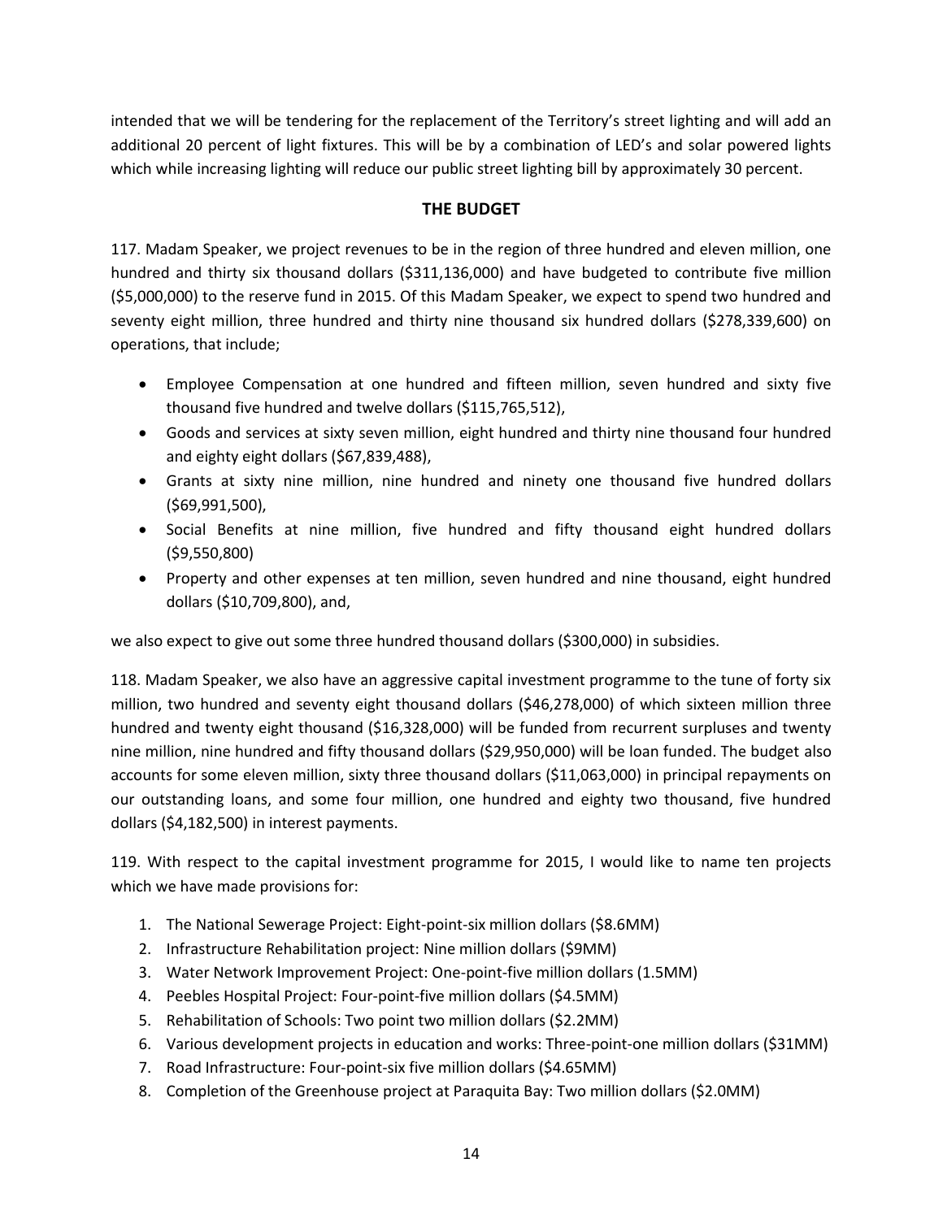intended that we will be tendering for the replacement of the Territory's street lighting and will add an additional 20 percent of light fixtures. This will be by a combination of LED's and solar powered lights which while increasing lighting will reduce our public street lighting bill by approximately 30 percent.

## THE BUDGET

117. Madam Speaker, we project revenues to be in the region of three hundred and eleven million, one hundred and thirty six thousand dollars ($311,136,000) and have budgeted to contribute five million ($5,000,000) to the reserve fund in 2015. Of this Madam Speaker, we expect to spend two hundred and seventy eight million, three hundred and thirty nine thousand six hundred dollars ($278,339,600) on operations, that include;

- Employee Compensation at one hundred and fifteen million, seven hundred and sixty five thousand five hundred and twelve dollars ($115,765,512),
- Goods and services at sixty seven million, eight hundred and thirty nine thousand four hundred and eighty eight dollars ($67,839,488),
- Grants at sixty nine million, nine hundred and ninety one thousand five hundred dollars ($69,991,500),
- Social Benefits at nine million, five hundred and fifty thousand eight hundred dollars ($9,550,800)
- Property and other expenses at ten million, seven hundred and nine thousand, eight hundred dollars ($10,709,800), and,

we also expect to give out some three hundred thousand dollars ($300,000) in subsidies.

118. Madam Speaker, we also have an aggressive capital investment programme to the tune of forty six million, two hundred and seventy eight thousand dollars ($46,278,000) of which sixteen million three hundred and twenty eight thousand ($16,328,000) will be funded from recurrent surpluses and twenty nine million, nine hundred and fifty thousand dollars ($29,950,000) will be loan funded. The budget also accounts for some eleven million, sixty three thousand dollars ($11,063,000) in principal repayments on our outstanding loans, and some four million, one hundred and eighty two thousand, five hundred dollars ($4,182,500) in interest payments.

119. With respect to the capital investment programme for 2015, I would like to name ten projects which we have made provisions for:

1. The National Sewerage Project: Eight-point-six million dollars ($8.6MM)
2. Infrastructure Rehabilitation project: Nine million dollars ($9MM)
3. Water Network Improvement Project: One-point-five million dollars (1.5MM)
4. Peebles Hospital Project: Four-point-five million dollars ($4.5MM)
5. Rehabilitation of Schools: Two point two million dollars ($2.2MM)
6. Various development projects in education and works: Three-point-one million dollars ($31MM)
7. Road Infrastructure: Four-point-six five million dollars ($4.65MM)
8. Completion of the Greenhouse project at Paraquita Bay: Two million dollars ($2.0MM)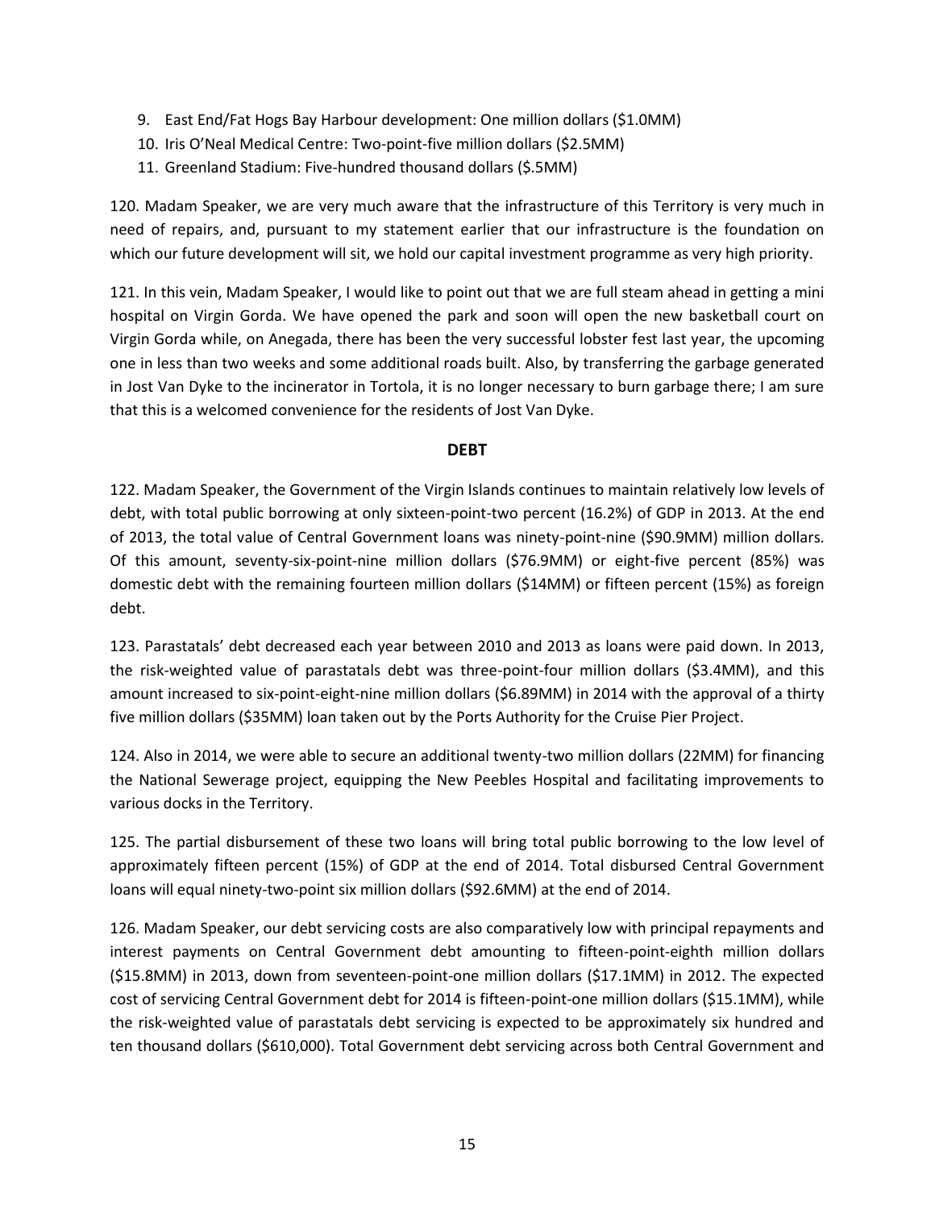9. East End/Fat Hogs Bay Harbour development: One million dollars ($1.0MM)
10. Iris O'Neal Medical Centre: Two-point-five million dollars ($2.5MM)
11. Greenland Stadium: Five-hundred thousand dollars ($.5MM)

120. Madam Speaker, we are very much aware that the infrastructure of this Territory is very much in need of repairs, and, pursuant to my statement earlier that our infrastructure is the foundation on which our future development will sit, we hold our capital investment programme as very high priority.

121. In this vein, Madam Speaker, I would like to point out that we are full steam ahead in getting a mini hospital on Virgin Gorda. We have opened the park and soon will open the new basketball court on Virgin Gorda while, on Anegada, there has been the very successful lobster fest last year, the upcoming one in less than two weeks and some additional roads built. Also, by transferring the garbage generated in Jost Van Dyke to the incinerator in Tortola, it is no longer necessary to burn garbage there; I am sure that this is a welcomed convenience for the residents of Jost Van Dyke.

**DEBT**

122. Madam Speaker, the Government of the Virgin Islands continues to maintain relatively low levels of debt, with total public borrowing at only sixteen-point-two percent (16.2%) of GDP in 2013. At the end of 2013, the total value of Central Government loans was ninety-point-nine ($90.9MM) million dollars. Of this amount, seventy-six-point-nine million dollars ($76.9MM) or eight-five percent (85%) was domestic debt with the remaining fourteen million dollars ($14MM) or fifteen percent (15%) as foreign debt.

123. Parastatals' debt decreased each year between 2010 and 2013 as loans were paid down. In 2013, the risk-weighted value of parastatals debt was three-point-four million dollars ($3.4MM), and this amount increased to six-point-eight-nine million dollars ($6.89MM) in 2014 with the approval of a thirty five million dollars ($35MM) loan taken out by the Ports Authority for the Cruise Pier Project.

124. Also in 2014, we were able to secure an additional twenty-two million dollars (22MM) for financing the National Sewerage project, equipping the New Peebles Hospital and facilitating improvements to various docks in the Territory.

125. The partial disbursement of these two loans will bring total public borrowing to the low level of approximately fifteen percent (15%) of GDP at the end of 2014. Total disbursed Central Government loans will equal ninety-two-point six million dollars ($92.6MM) at the end of 2014.

126. Madam Speaker, our debt servicing costs are also comparatively low with principal repayments and interest payments on Central Government debt amounting to fifteen-point-eighth million dollars ($15.8MM) in 2013, down from seventeen-point-one million dollars ($17.1MM) in 2012. The expected cost of servicing Central Government debt for 2014 is fifteen-point-one million dollars ($15.1MM), while the risk-weighted value of parastatals debt servicing is expected to be approximately six hundred and ten thousand dollars ($610,000). Total Government debt servicing across both Central Government and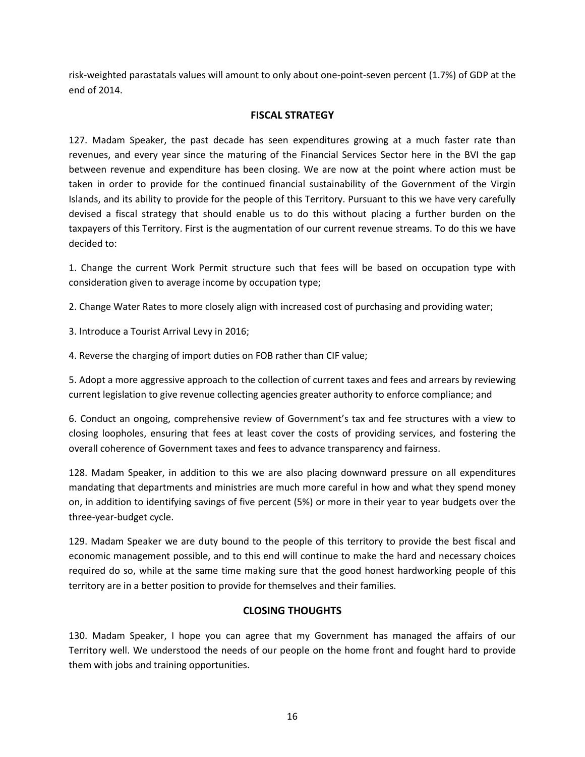risk-weighted parastatals values will amount to only about one-point-seven percent (1.7%) of GDP at the end of 2014.

## FISCAL STRATEGY

127. Madam Speaker, the past decade has seen expenditures growing at a much faster rate than revenues, and every year since the maturing of the Financial Services Sector here in the BVI the gap between revenue and expenditure has been closing. We are now at the point where action must be taken in order to provide for the continued financial sustainability of the Government of the Virgin Islands, and its ability to provide for the people of this Territory. Pursuant to this we have very carefully devised a fiscal strategy that should enable us to do this without placing a further burden on the taxpayers of this Territory. First is the augmentation of our current revenue streams. To do this we have decided to:

1. Change the current Work Permit structure such that fees will be based on occupation type with consideration given to average income by occupation type;

2. Change Water Rates to more closely align with increased cost of purchasing and providing water;

3. Introduce a Tourist Arrival Levy in 2016;

4. Reverse the charging of import duties on FOB rather than CIF value;

5. Adopt a more aggressive approach to the collection of current taxes and fees and arrears by reviewing current legislation to give revenue collecting agencies greater authority to enforce compliance; and

6. Conduct an ongoing, comprehensive review of Government's tax and fee structures with a view to closing loopholes, ensuring that fees at least cover the costs of providing services, and fostering the overall coherence of Government taxes and fees to advance transparency and fairness.

128. Madam Speaker, in addition to this we are also placing downward pressure on all expenditures mandating that departments and ministries are much more careful in how and what they spend money on, in addition to identifying savings of five percent (5%) or more in their year to year budgets over the three-year-budget cycle.

129. Madam Speaker we are duty bound to the people of this territory to provide the best fiscal and economic management possible, and to this end will continue to make the hard and necessary choices required do so, while at the same time making sure that the good honest hardworking people of this territory are in a better position to provide for themselves and their families.

## CLOSING THOUGHTS

130. Madam Speaker, I hope you can agree that my Government has managed the affairs of our Territory well. We understood the needs of our people on the home front and fought hard to provide them with jobs and training opportunities.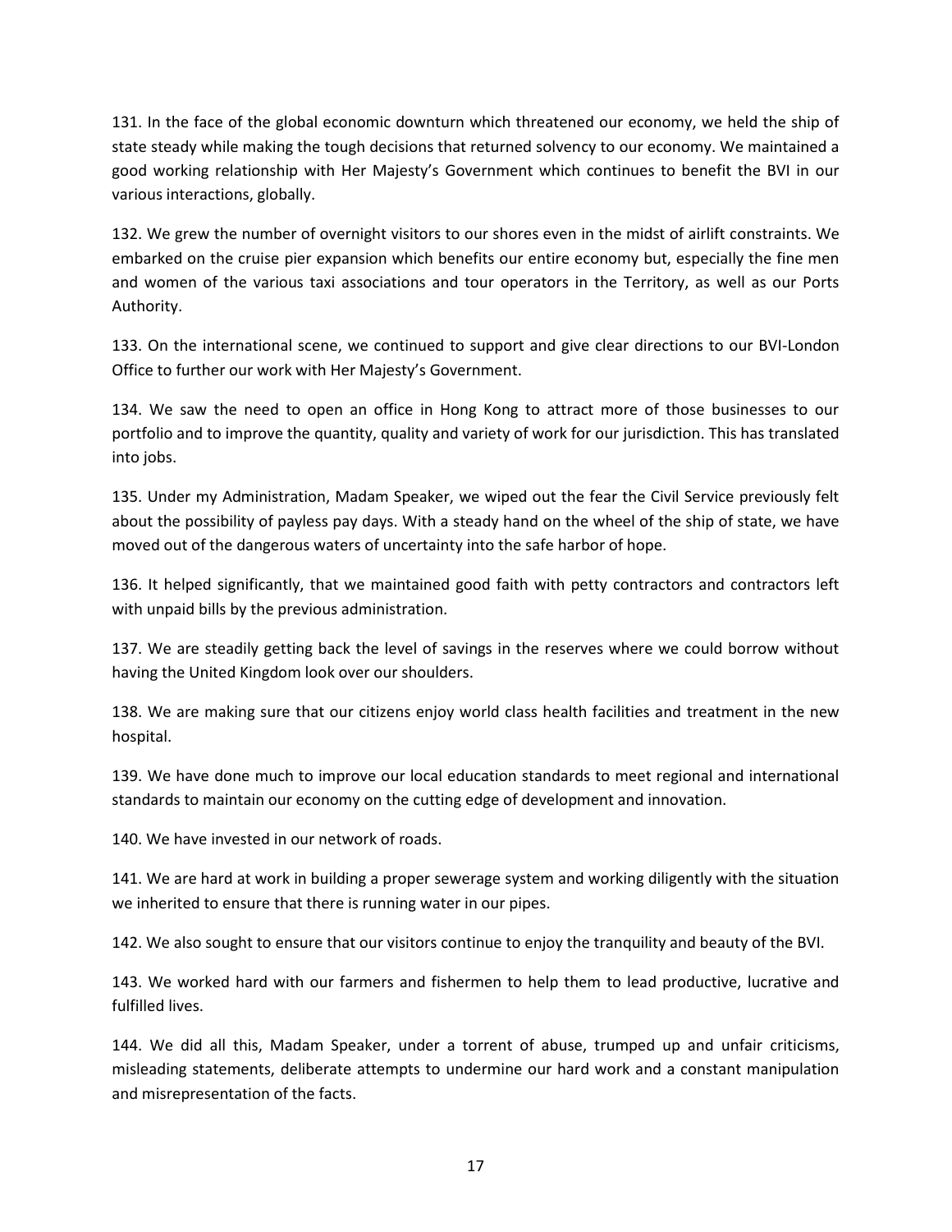131. In the face of the global economic downturn which threatened our economy, we held the ship of state steady while making the tough decisions that returned solvency to our economy. We maintained a good working relationship with Her Majesty's Government which continues to benefit the BVI in our various interactions, globally.

132. We grew the number of overnight visitors to our shores even in the midst of airlift constraints. We embarked on the cruise pier expansion which benefits our entire economy but, especially the fine men and women of the various taxi associations and tour operators in the Territory, as well as our Ports Authority.

133. On the international scene, we continued to support and give clear directions to our BVI-London Office to further our work with Her Majesty's Government.

134. We saw the need to open an office in Hong Kong to attract more of those businesses to our portfolio and to improve the quantity, quality and variety of work for our jurisdiction. This has translated into jobs.

135. Under my Administration, Madam Speaker, we wiped out the fear the Civil Service previously felt about the possibility of payless pay days. With a steady hand on the wheel of the ship of state, we have moved out of the dangerous waters of uncertainty into the safe harbor of hope.

136. It helped significantly, that we maintained good faith with petty contractors and contractors left with unpaid bills by the previous administration.

137. We are steadily getting back the level of savings in the reserves where we could borrow without having the United Kingdom look over our shoulders.

138. We are making sure that our citizens enjoy world class health facilities and treatment in the new hospital.

139. We have done much to improve our local education standards to meet regional and international standards to maintain our economy on the cutting edge of development and innovation.

140. We have invested in our network of roads.

141. We are hard at work in building a proper sewerage system and working diligently with the situation we inherited to ensure that there is running water in our pipes.

142. We also sought to ensure that our visitors continue to enjoy the tranquility and beauty of the BVI.

143. We worked hard with our farmers and fishermen to help them to lead productive, lucrative and fulfilled lives.

144. We did all this, Madam Speaker, under a torrent of abuse, trumped up and unfair criticisms, misleading statements, deliberate attempts to undermine our hard work and a constant manipulation and misrepresentation of the facts.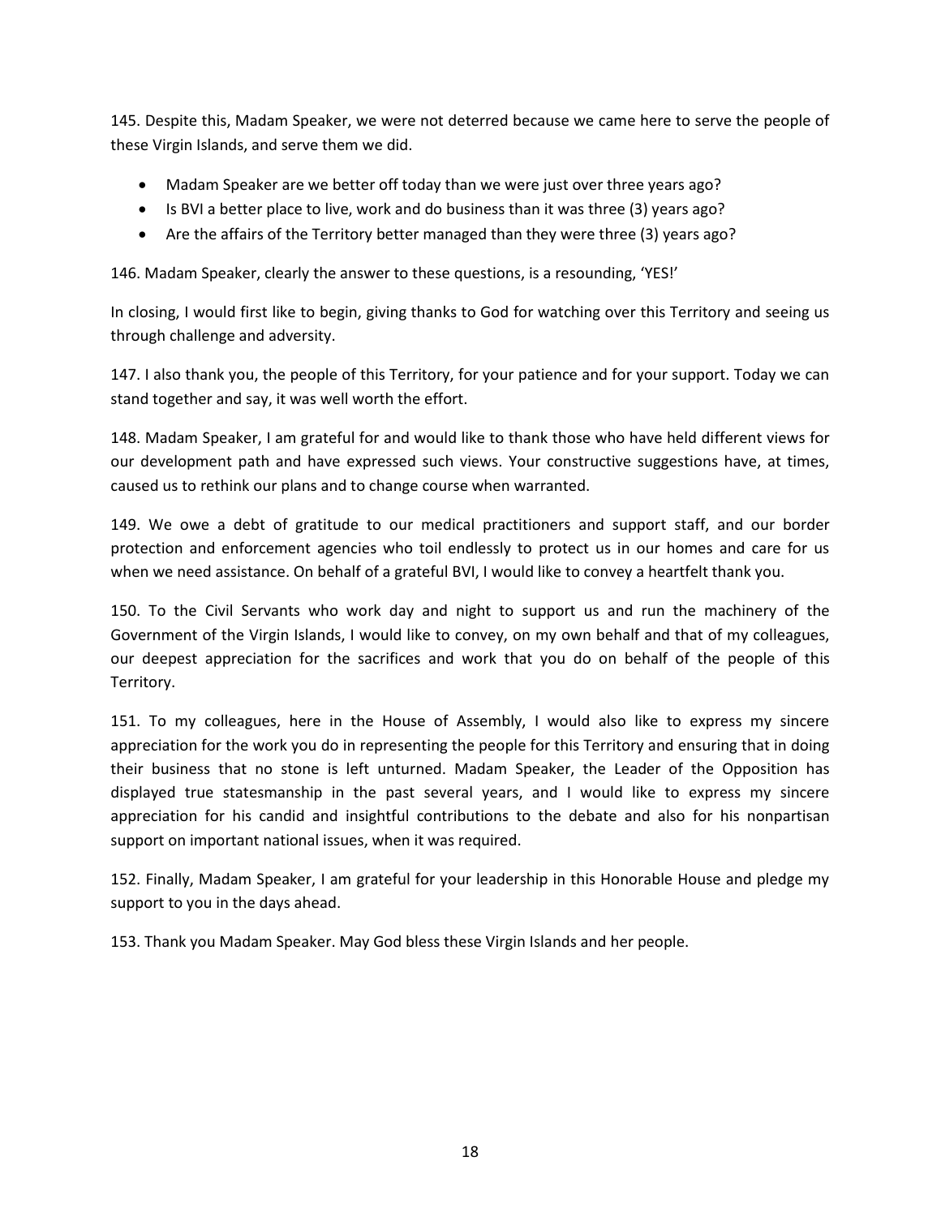145. Despite this, Madam Speaker, we were not deterred because we came here to serve the people of these Virgin Islands, and serve them we did.

- Madam Speaker are we better off today than we were just over three years ago?
- Is BVI a better place to live, work and do business than it was three (3) years ago?
- Are the affairs of the Territory better managed than they were three (3) years ago?

146. Madam Speaker, clearly the answer to these questions, is a resounding, 'YES!'

In closing, I would first like to begin, giving thanks to God for watching over this Territory and seeing us through challenge and adversity.

147. I also thank you, the people of this Territory, for your patience and for your support. Today we can stand together and say, it was well worth the effort.

148. Madam Speaker, I am grateful for and would like to thank those who have held different views for our development path and have expressed such views. Your constructive suggestions have, at times, caused us to rethink our plans and to change course when warranted.

149. We owe a debt of gratitude to our medical practitioners and support staff, and our border protection and enforcement agencies who toil endlessly to protect us in our homes and care for us when we need assistance. On behalf of a grateful BVI, I would like to convey a heartfelt thank you.

150. To the Civil Servants who work day and night to support us and run the machinery of the Government of the Virgin Islands, I would like to convey, on my own behalf and that of my colleagues, our deepest appreciation for the sacrifices and work that you do on behalf of the people of this Territory.

151. To my colleagues, here in the House of Assembly, I would also like to express my sincere appreciation for the work you do in representing the people for this Territory and ensuring that in doing their business that no stone is left unturned. Madam Speaker, the Leader of the Opposition has displayed true statesmanship in the past several years, and I would like to express my sincere appreciation for his candid and insightful contributions to the debate and also for his nonpartisan support on important national issues, when it was required.

152. Finally, Madam Speaker, I am grateful for your leadership in this Honorable House and pledge my support to you in the days ahead.

153. Thank you Madam Speaker. May God bless these Virgin Islands and her people.